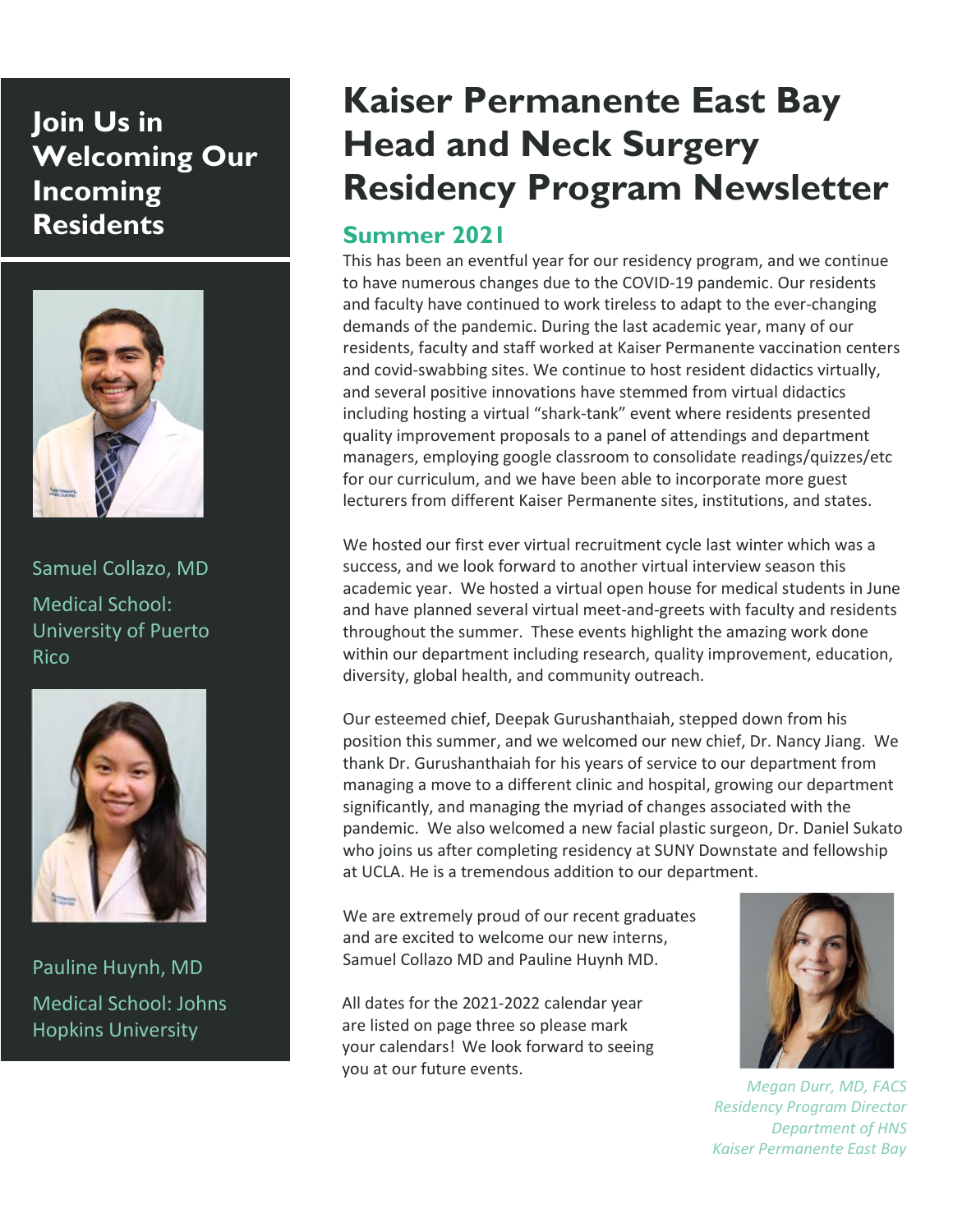# Kaiser Permanente East Bay Head and Neck Surgery Residency Program Newsletter

## Summer 2021

This has been an eventful year for our residency program, and we continue to have numerous changes due to the COVID-19 pandemic. Our residents and faculty have continued to work tireless to adapt to the ever-changing demands of the pandemic. During the last academic year, many of our residents, faculty and staff worked at Kaiser Permanente vaccination centers and covid-swabbing sites. We continue to host resident didactics virtually, and several positive innovations have stemmed from virtual didactics including hosting a virtual "shark-tank" event where residents presented quality improvement proposals to a panel of attendings and department managers, employing google classroom to consolidate readings/quizzes/etc for our curriculum, and we have been able to incorporate more guest lecturers from different Kaiser Permanente sites, institutions, and states.

We hosted our first ever virtual recruitment cycle last winter which was a success, and we look forward to another virtual interview season this academic year. We hosted a virtual open house for medical students in June and have planned several virtual meet-and-greets with faculty and residents throughout the summer. These events highlight the amazing work done within our department including research, quality improvement, education, diversity, global health, and community outreach.

Our esteemed chief, Deepak Gurushanthaiah, stepped down from his position this summer, and we welcomed our new chief, Dr. Nancy Jiang. We thank Dr. Gurushanthaiah for his years of service to our department from managing a move to a different clinic and hospital, growing our department significantly, and managing the myriad of changes associated with the pandemic. We also welcomed a new facial plastic surgeon, Dr. Daniel Sukato who joins us after completing residency at SUNY Downstate and fellowship at UCLA. He is a tremendous addition to our department.

We are extremely proud of our recent graduates and are excited to welcome our new interns, Samuel Collazo MD and Pauline Huynh MD.

All dates for the 2021-2022 calendar year are listed on page three so please mark your calendars! We look forward to seeing you at our future events.

*Megan Durr, MD, FACS*
*Residency Program Director*
*Department of HNS*
*Kaiser Permanente East Bay*

## Join Us in Welcoming Our Incoming Residents

Samuel Collazo, MD

Medical School: University of Puerto Rico

Pauline Huynh, MD

Medical School: Johns Hopkins University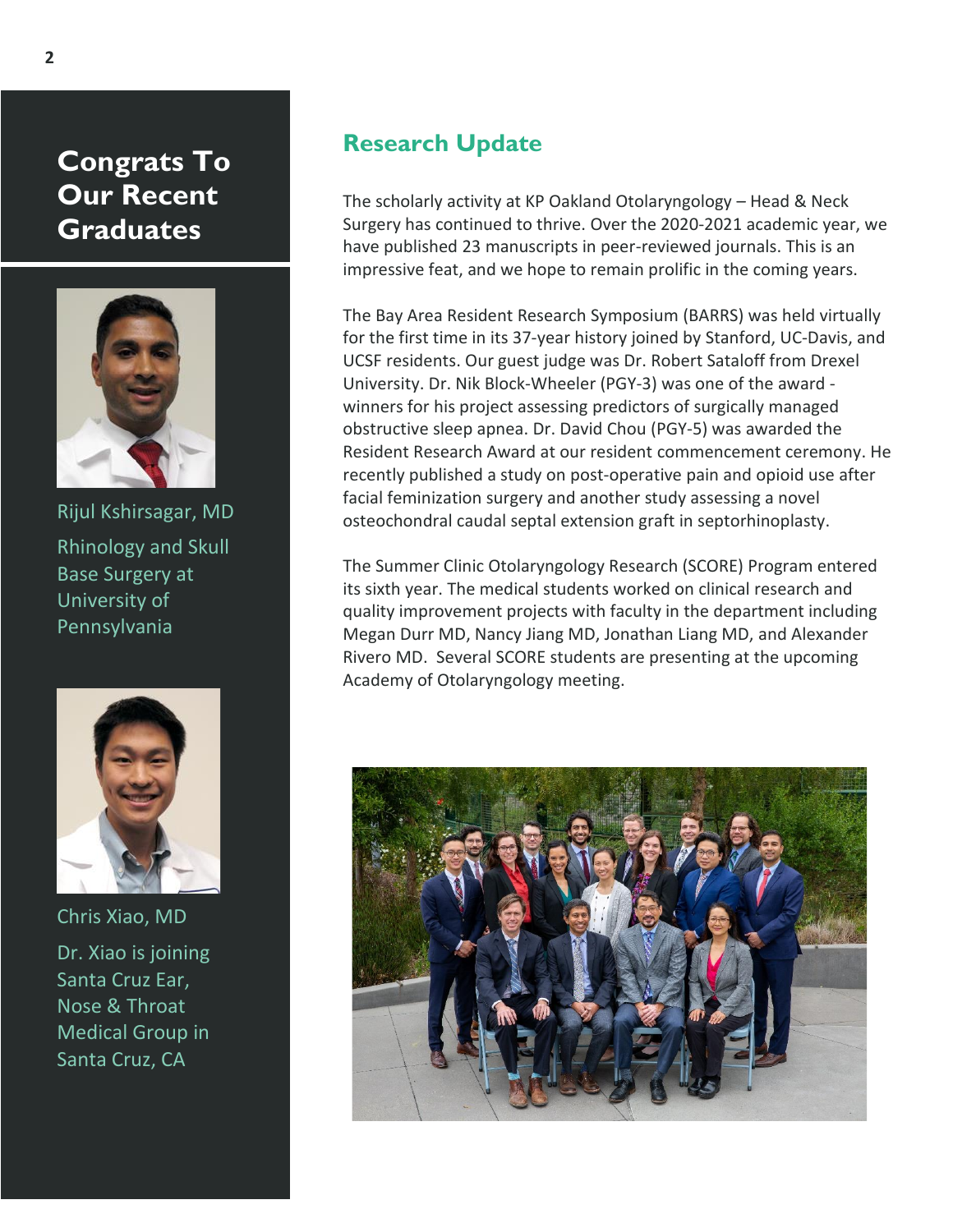## Congrats To Our Recent Graduates

Rijul Kshirsagar, MD

Rhinology and Skull Base Surgery at University of Pennsylvania

Chris Xiao, MD

Dr. Xiao is joining Santa Cruz Ear, Nose & Throat Medical Group in Santa Cruz, CA

## Research Update

The scholarly activity at KP Oakland Otolaryngology – Head & Neck Surgery has continued to thrive. Over the 2020-2021 academic year, we have published 23 manuscripts in peer-reviewed journals. This is an impressive feat, and we hope to remain prolific in the coming years.

The Bay Area Resident Research Symposium (BARRS) was held virtually for the first time in its 37-year history joined by Stanford, UC-Davis, and UCSF residents. Our guest judge was Dr. Robert Sataloff from Drexel University. Dr. Nik Block-Wheeler (PGY-3) was one of the award -winners for his project assessing predictors of surgically managed obstructive sleep apnea. Dr. David Chou (PGY-5) was awarded the Resident Research Award at our resident commencement ceremony. He recently published a study on post-operative pain and opioid use after facial feminization surgery and another study assessing a novel osteochondral caudal septal extension graft in septorhinoplasty.

The Summer Clinic Otolaryngology Research (SCORE) Program entered its sixth year. The medical students worked on clinical research and quality improvement projects with faculty in the department including Megan Durr MD, Nancy Jiang MD, Jonathan Liang MD, and Alexander Rivero MD. Several SCORE students are presenting at the upcoming Academy of Otolaryngology meeting.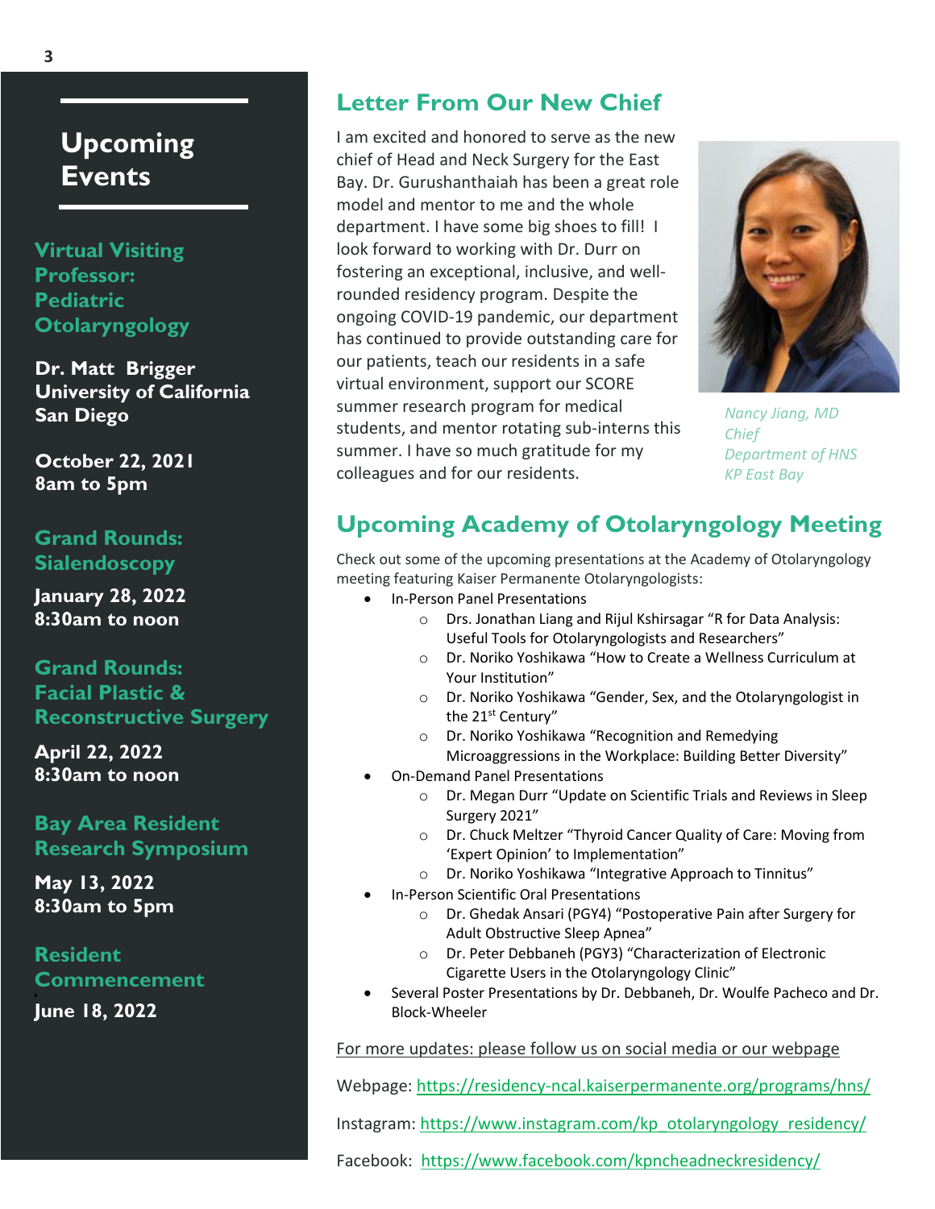## Upcoming Events

**Virtual Visiting Professor: Pediatric Otolaryngology**

**Dr. Matt Brigger**
**University of California San Diego**

**October 22, 2021**
**8am to 5pm**

**Grand Rounds: Sialendoscopy**

**January 28, 2022**
**8:30am to noon**

**Grand Rounds: Facial Plastic & Reconstructive Surgery**

**April 22, 2022**
**8:30am to noon**

**Bay Area Resident Research Symposium**

**May 13, 2022**
**8:30am to 5pm**

**Resident Commencement**

**June 18, 2022**

## Letter From Our New Chief

I am excited and honored to serve as the new chief of Head and Neck Surgery for the East Bay. Dr. Gurushanthaiah has been a great role model and mentor to me and the whole department. I have some big shoes to fill! I look forward to working with Dr. Durr on fostering an exceptional, inclusive, and well-rounded residency program. Despite the ongoing COVID-19 pandemic, our department has continued to provide outstanding care for our patients, teach our residents in a safe virtual environment, support our SCORE summer research program for medical students, and mentor rotating sub-interns this summer. I have so much gratitude for my colleagues and for our residents.

*Nancy Jiang, MD*
*Chief*
*Department of HNS*
*KP East Bay*

## Upcoming Academy of Otolaryngology Meeting

Check out some of the upcoming presentations at the Academy of Otolaryngology meeting featuring Kaiser Permanente Otolaryngologists:

- In-Person Panel Presentations
  - Drs. Jonathan Liang and Rijul Kshirsagar "R for Data Analysis: Useful Tools for Otolaryngologists and Researchers"
  - Dr. Noriko Yoshikawa "How to Create a Wellness Curriculum at Your Institution"
  - Dr. Noriko Yoshikawa "Gender, Sex, and the Otolaryngologist in the 21st Century"
  - Dr. Noriko Yoshikawa "Recognition and Remedying Microaggressions in the Workplace: Building Better Diversity"
- On-Demand Panel Presentations
  - Dr. Megan Durr "Update on Scientific Trials and Reviews in Sleep Surgery 2021"
  - Dr. Chuck Meltzer "Thyroid Cancer Quality of Care: Moving from 'Expert Opinion' to Implementation"
  - Dr. Noriko Yoshikawa "Integrative Approach to Tinnitus"
- In-Person Scientific Oral Presentations
  - Dr. Ghedak Ansari (PGY4) "Postoperative Pain after Surgery for Adult Obstructive Sleep Apnea"
  - Dr. Peter Debbaneh (PGY3) "Characterization of Electronic Cigarette Users in the Otolaryngology Clinic"
- Several Poster Presentations by Dr. Debbaneh, Dr. Woulfe Pacheco and Dr. Block-Wheeler

For more updates: please follow us on social media or our webpage

Webpage: https://residency-ncal.kaiserpermanente.org/programs/hns/

Instagram: https://www.instagram.com/kp_otolaryngology_residency/

Facebook: https://www.facebook.com/kpncheadneckresidency/